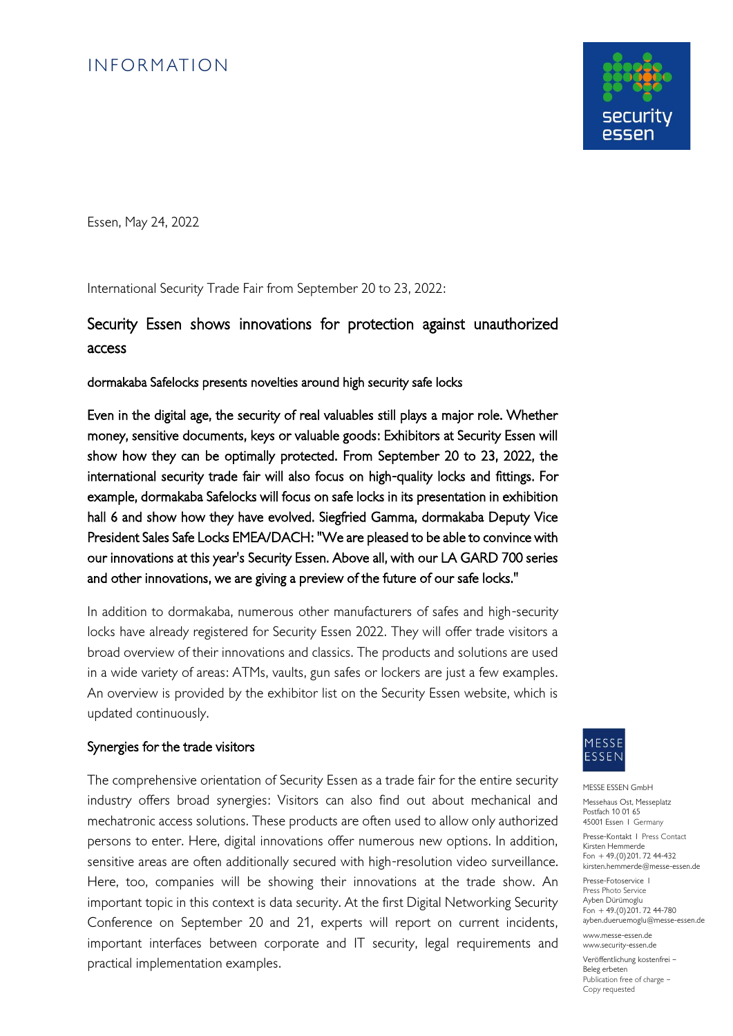# INFORMATION

Essen, May 24, 2022

International Security Trade Fair from September 20 to 23, 2022:

## Security Essen shows innovations for protection against unauthorized access

### dormakaba Safelocks presents novelties around high security safe locks

**Even in the digital age, the security of real valuables still plays a major role. Whether money, sensitive documents, keys or valuable goods: Exhibitors at Security Essen will show how they can be optimally protected. From September 20 to 23, 2022, the international security trade fair will also focus on high-quality locks and fittings. For example, dormakaba Safelocks will focus on safe locks in its presentation in exhibition hall 6 and show how they have evolved. Siegfried Gamma, dormakaba Deputy Vice President Sales Safe Locks EMEA/DACH: "We are pleased to be able to convince with our innovations at this year's Security Essen. Above all, with our LA GARD 700 series and other innovations, we are giving a preview of the future of our safe locks."**

In addition to dormakaba, numerous other manufacturers of safes and high-security locks have already registered for Security Essen 2022. They will offer trade visitors a broad overview of their innovations and classics. The products and solutions are used in a wide variety of areas: ATMs, vaults, gun safes or lockers are just a few examples. An overview is provided by the exhibitor list on the Security Essen website, which is updated continuously.

### Synergies for the trade visitors

The comprehensive orientation of Security Essen as a trade fair for the entire security industry offers broad synergies: Visitors can also find out about mechanical and mechatronic access solutions. These products are often used to allow only authorized persons to enter. Here, digital innovations offer numerous new options. In addition, sensitive areas are often additionally secured with high-resolution video surveillance. Here, too, companies will be showing their innovations at the trade show. An important topic in this context is data security. At the first Digital Networking Security Conference on September 20 and 21, experts will report on current incidents, important interfaces between corporate and IT security, legal requirements and practical implementation examples.

MESSE ESSEN GmbH

Messehaus Ost, Messeplatz
Postfach 10 01 65
45001 Essen I Germany

Presse-Kontakt I Press Contact
Kirsten Hemmerde
Fon + 49.(0)201. 72 44-432
kirsten.hemmerde@messe-essen.de

Presse-Fotoservice I
Press Photo Service
Ayben Dürümoglu
Fon + 49.(0)201. 72 44-780
ayben.dueruemoglu@messe-essen.de

www.messe-essen.de
www.security-essen.de

Veröffentlichung kostenfrei –
Beleg erbeten
Publication free of charge –
Copy requested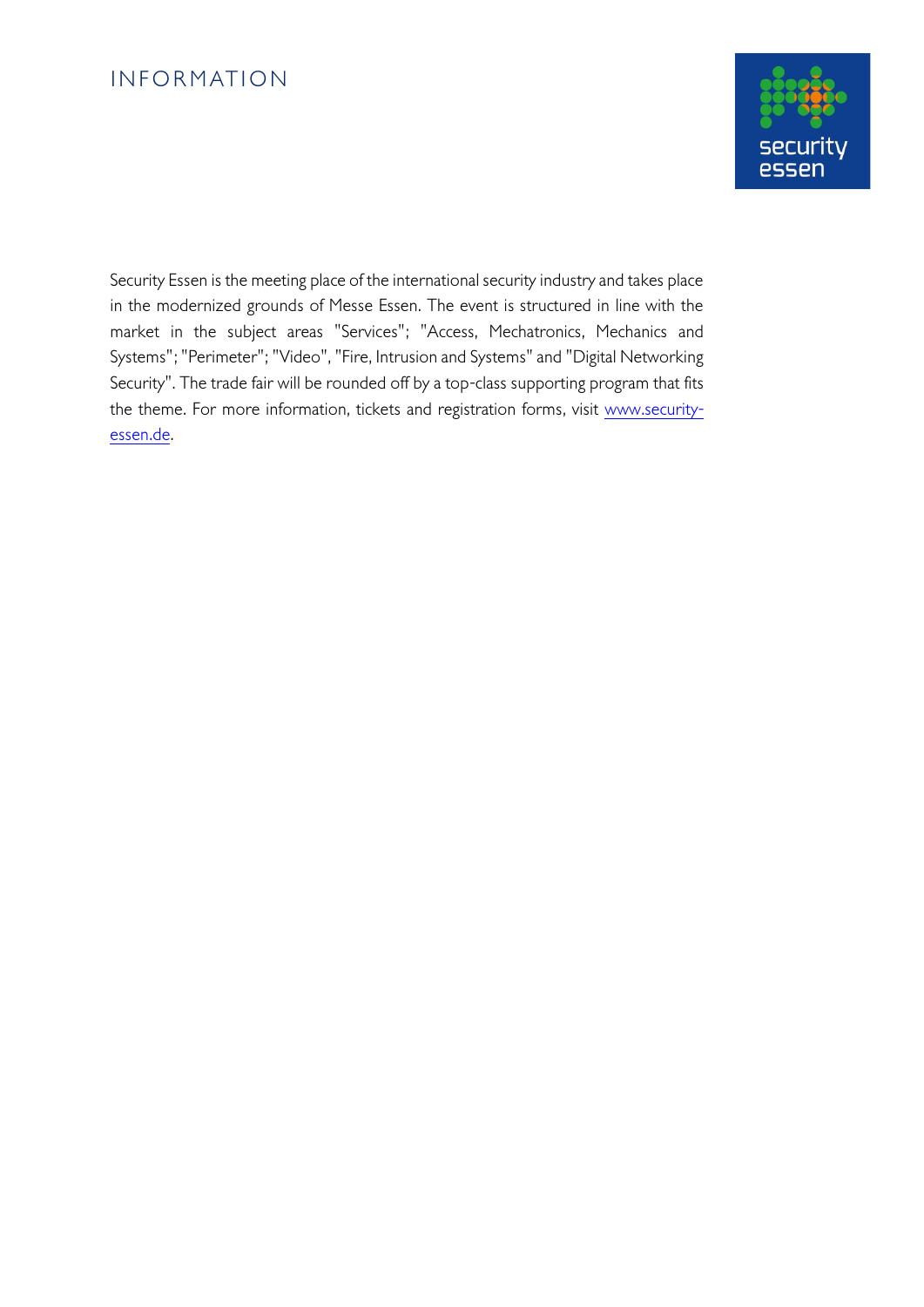# INFORMATION

Security Essen is the meeting place of the international security industry and takes place in the modernized grounds of Messe Essen. The event is structured in line with the market in the subject areas "Services"; "Access, Mechatronics, Mechanics and Systems"; "Perimeter"; "Video", "Fire, Intrusion and Systems" and "Digital Networking Security". The trade fair will be rounded off by a top-class supporting program that fits the theme. For more information, tickets and registration forms, visit [www.security-essen.de](http://www.security-essen.de).